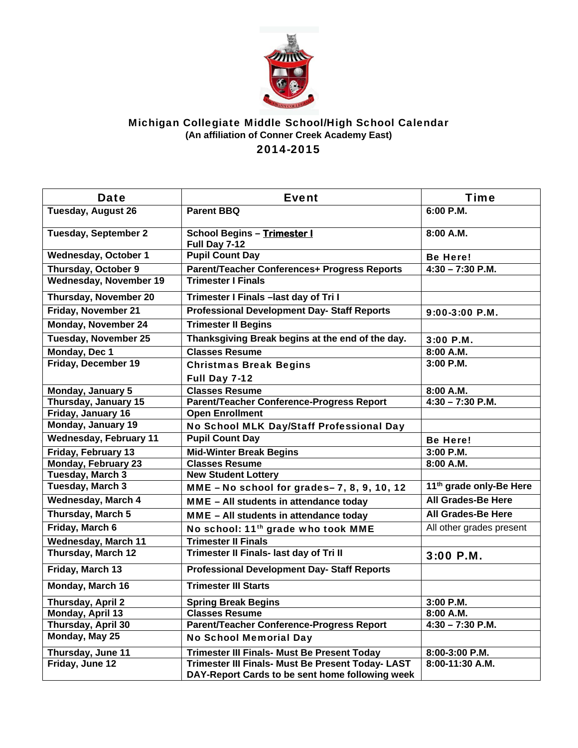# Michigan Collegiate Middle School/High School Calendar

**(An affiliation of Conner Creek Academy East)**

## 2014-2015

| Date | Event | Time |
|---|---|---|
| **Tuesday, August 26** | **Parent BBQ** | **6:00 P.M.** |
| **Tuesday, September 2** | **School Begins – Trimester I**<br>**Full Day 7-12** | **8:00 A.M.** |
| **Wednesday, October 1** | **Pupil Count Day** | **Be Here!** |
| **Thursday, October 9** | **Parent/Teacher Conferences+ Progress Reports** | **4:30 – 7:30 P.M.** |
| **Wednesday, November 19** | **Trimester I Finals** | |
| **Thursday, November 20** | **Trimester I Finals –last day of Tri I** | |
| **Friday, November 21** | **Professional Development Day- Staff Reports** | **9:00-3:00 P.M.** |
| **Monday, November 24** | **Trimester II Begins** | |
| **Tuesday, November 25** | **Thanksgiving Break begins at the end of the day.** | **3:00 P.M.** |
| **Monday, Dec 1** | **Classes Resume** | **8:00 A.M.** |
| **Friday, December 19** | **Christmas Break Begins**<br>**Full Day 7-12** | **3:00 P.M.** |
| **Monday, January 5** | **Classes Resume** | **8:00 A.M.** |
| **Thursday, January 15** | **Parent/Teacher Conference-Progress Report** | **4:30 – 7:30 P.M.** |
| **Friday, January 16** | **Open Enrollment** | |
| **Monday, January 19** | **No School MLK Day/Staff Professional Day** | |
| **Wednesday, February 11** | **Pupil Count Day** | **Be Here!** |
| **Friday, February 13** | **Mid-Winter Break Begins** | **3:00 P.M.** |
| **Monday, February 23** | **Classes Resume** | **8:00 A.M.** |
| **Tuesday, March 3** | **New Student Lottery** | |
| **Tuesday, March 3** | **MME – No school for grades– 7, 8, 9, 10, 12** | **11th grade only-Be Here** |
| **Wednesday, March 4** | **MME – All students in attendance today** | **All Grades-Be Here** |
| **Thursday, March 5** | **MME – All students in attendance today** | **All Grades-Be Here** |
| **Friday, March 6** | **No school: 11th grade who took MME** | All other grades present |
| **Wednesday, March 11** | **Trimester II Finals** | |
| **Thursday, March 12** | **Trimester II Finals- last day of Tri II** | **3:00 P.M.** |
| **Friday, March 13** | **Professional Development Day- Staff Reports** | |
| **Monday, March 16** | **Trimester III Starts** | |
| **Thursday, April 2** | **Spring Break Begins** | **3:00 P.M.** |
| **Monday, April 13** | **Classes Resume** | **8:00 A.M.** |
| **Thursday, April 30** | **Parent/Teacher Conference-Progress Report** | **4:30 – 7:30 P.M.** |
| **Monday, May 25** | **No School Memorial Day** | |
| **Thursday, June 11** | **Trimester III Finals- Must Be Present Today** | **8:00-3:00 P.M.** |
| **Friday, June 12** | **Trimester III Finals- Must Be Present Today- LAST DAY-Report Cards to be sent home following week** | **8:00-11:30 A.M.** |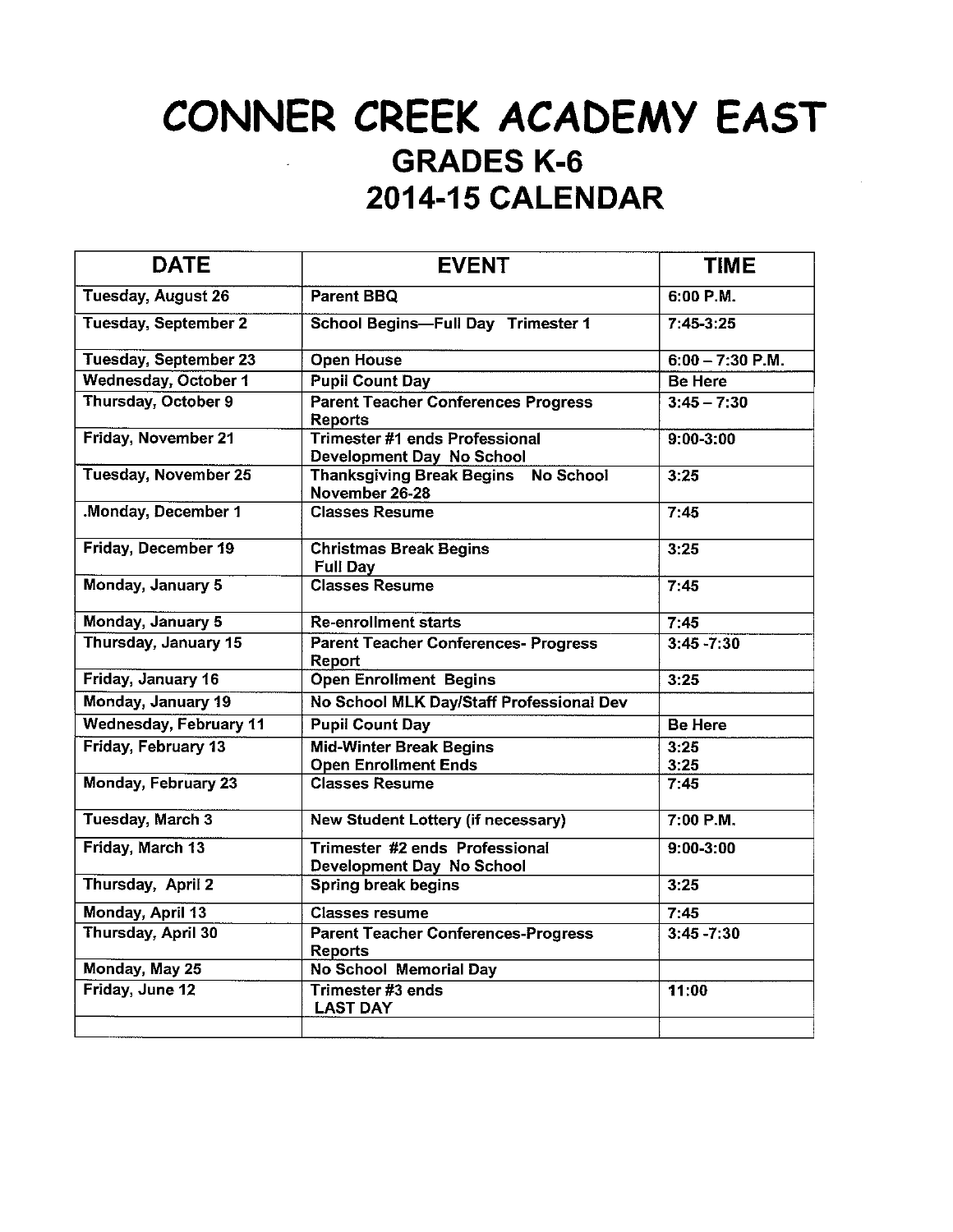# CONNER CREEK ACADEMY EAST

## GRADES K-6

## 2014-15 CALENDAR

| DATE | EVENT | TIME |
|---|---|---|
| Tuesday, August 26 | Parent BBQ | 6:00 P.M. |
| Tuesday, September 2 | School Begins—Full Day Trimester 1 | 7:45-3:25 |
| Tuesday, September 23 | Open House | 6:00 – 7:30 P.M. |
| Wednesday, October 1 | Pupil Count Day | Be Here |
| Thursday, October 9 | Parent Teacher Conferences Progress Reports | 3:45 – 7:30 |
| Friday, November 21 | Trimester #1 ends Professional Development Day No School | 9:00-3:00 |
| Tuesday, November 25 | Thanksgiving Break Begins No School November 26-28 | 3:25 |
| .Monday, December 1 | Classes Resume | 7:45 |
| Friday, December 19 | Christmas Break Begins Full Day | 3:25 |
| Monday, January 5 | Classes Resume | 7:45 |
| Monday, January 5 | Re-enrollment starts | 7:45 |
| Thursday, January 15 | Parent Teacher Conferences- Progress Report | 3:45 -7:30 |
| Friday, January 16 | Open Enrollment Begins | 3:25 |
| Monday, January 19 | No School MLK Day/Staff Professional Dev | |
| Wednesday, February 11 | Pupil Count Day | Be Here |
| Friday, February 13 | Mid-Winter Break Begins<br>Open Enrollment Ends | 3:25<br>3:25 |
| Monday, February 23 | Classes Resume | 7:45 |
| Tuesday, March 3 | New Student Lottery (if necessary) | 7:00 P.M. |
| Friday, March 13 | Trimester #2 ends Professional Development Day No School | 9:00-3:00 |
| Thursday, April 2 | Spring break begins | 3:25 |
| Monday, April 13 | Classes resume | 7:45 |
| Thursday, April 30 | Parent Teacher Conferences-Progress Reports | 3:45 -7:30 |
| Monday, May 25 | No School Memorial Day | |
| Friday, June 12 | Trimester #3 ends LAST DAY | 11:00 |
| | | |